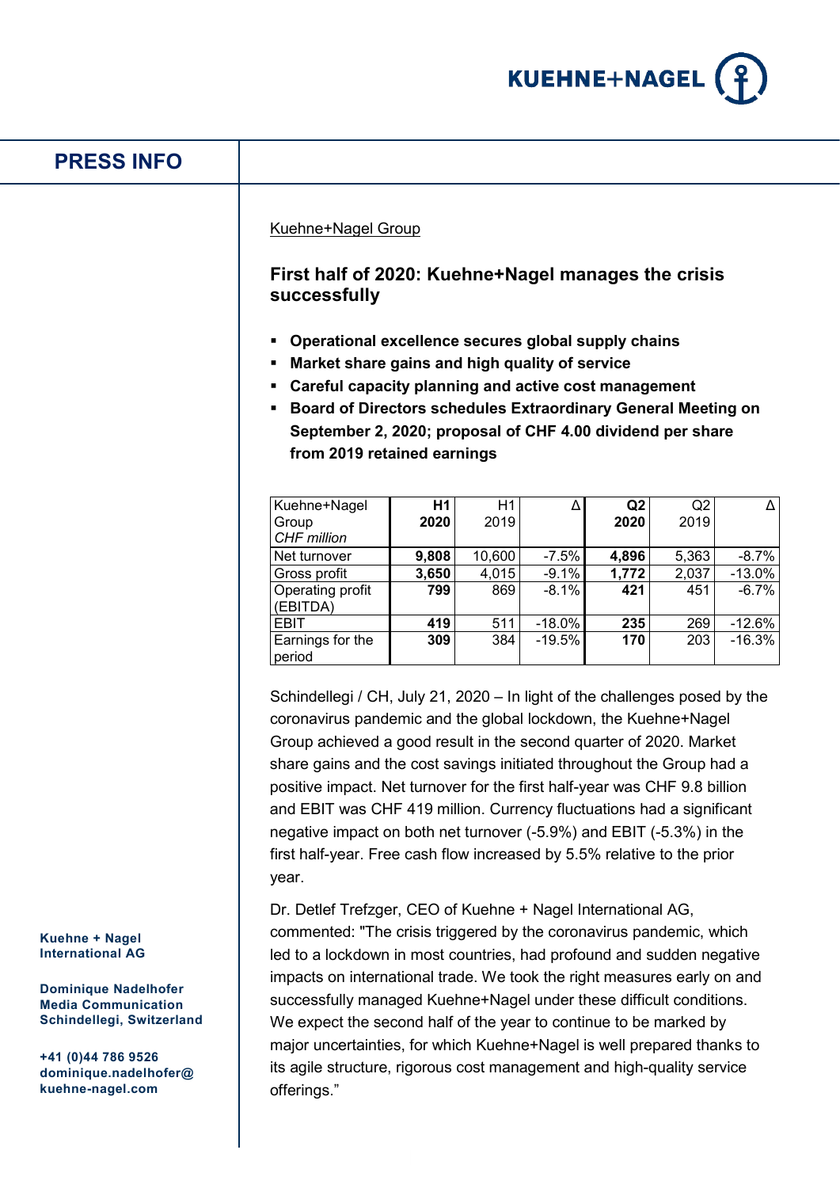# PRESS INFO

Kuehne+Nagel Group

## First half of 2020: Kuehne+Nagel manages the crisis successfully

- **Operational excellence secures global supply chains**
- **Market share gains and high quality of service**
- **Careful capacity planning and active cost management**
- **Board of Directors schedules Extraordinary General Meeting on September 2, 2020; proposal of CHF 4.00 dividend per share from 2019 retained earnings**

| Kuehne+Nagel Group *CHF million* | **H1 2020** | H1 2019 | Δ | **Q2 2020** | Q2 2019 | Δ |
|---|---|---|---|---|---|---|
| Net turnover | **9,808** | 10,600 | -7.5% | **4,896** | 5,363 | -8.7% |
| Gross profit | **3,650** | 4,015 | -9.1% | **1,772** | 2,037 | -13.0% |
| Operating profit (EBITDA) | **799** | 869 | -8.1% | **421** | 451 | -6.7% |
| EBIT | **419** | 511 | -18.0% | **235** | 269 | -12.6% |
| Earnings for the period | **309** | 384 | -19.5% | **170** | 203 | -16.3% |

Schindellegi / CH, July 21, 2020 – In light of the challenges posed by the coronavirus pandemic and the global lockdown, the Kuehne+Nagel Group achieved a good result in the second quarter of 2020. Market share gains and the cost savings initiated throughout the Group had a positive impact. Net turnover for the first half-year was CHF 9.8 billion and EBIT was CHF 419 million. Currency fluctuations had a significant negative impact on both net turnover (-5.9%) and EBIT (-5.3%) in the first half-year. Free cash flow increased by 5.5% relative to the prior year.

Dr. Detlef Trefzger, CEO of Kuehne + Nagel International AG, commented: "The crisis triggered by the coronavirus pandemic, which led to a lockdown in most countries, had profound and sudden negative impacts on international trade. We took the right measures early on and successfully managed Kuehne+Nagel under these difficult conditions. We expect the second half of the year to continue to be marked by major uncertainties, for which Kuehne+Nagel is well prepared thanks to its agile structure, rigorous cost management and high-quality service offerings."

**Kuehne + Nagel International AG**

**Dominique Nadelhofer**
**Media Communication**
**Schindellegi, Switzerland**

**+41 (0)44 786 9526**
**dominique.nadelhofer@kuehne-nagel.com**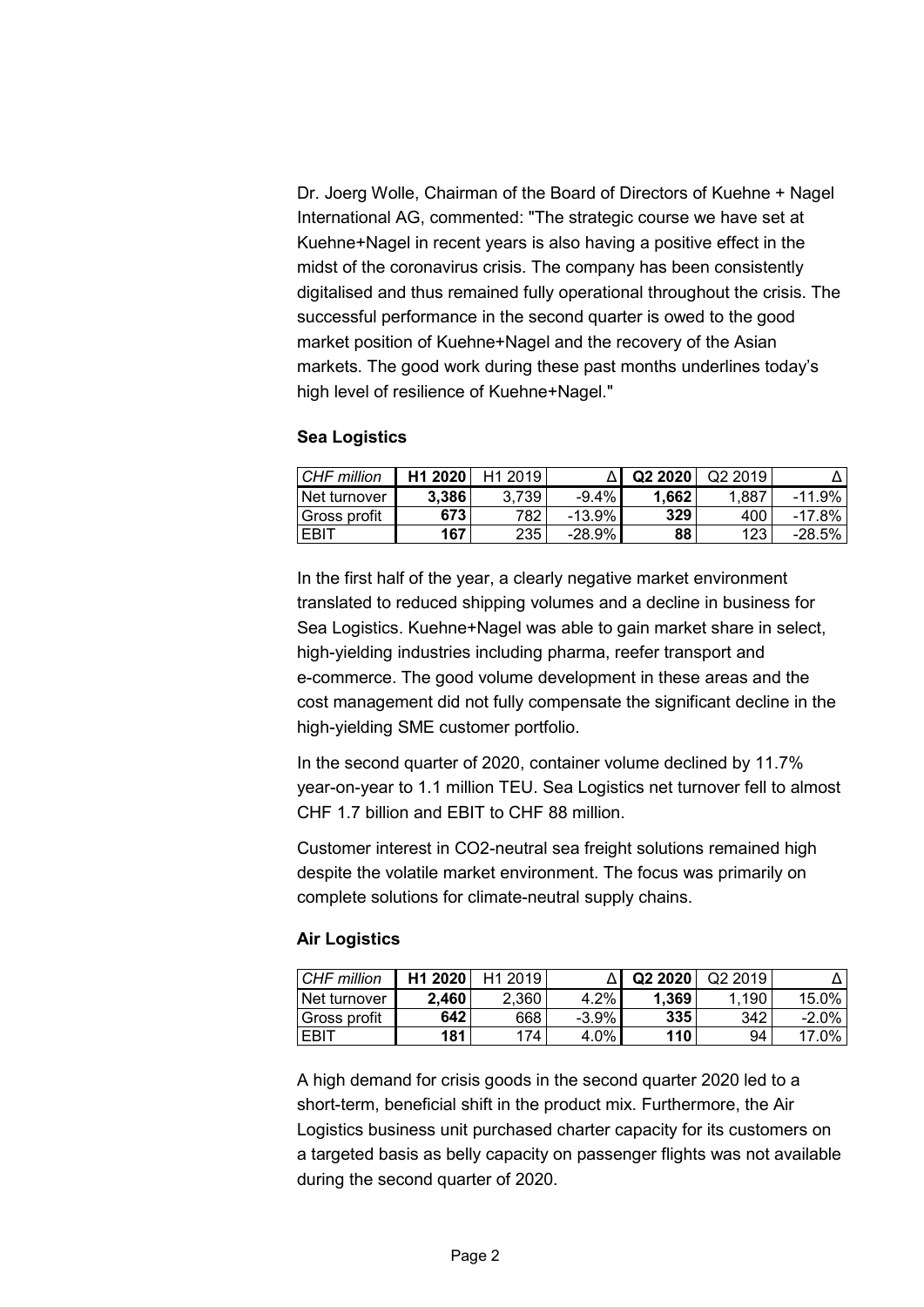Dr. Joerg Wolle, Chairman of the Board of Directors of Kuehne + Nagel International AG, commented: "The strategic course we have set at Kuehne+Nagel in recent years is also having a positive effect in the midst of the coronavirus crisis. The company has been consistently digitalised and thus remained fully operational throughout the crisis. The successful performance in the second quarter is owed to the good market position of Kuehne+Nagel and the recovery of the Asian markets. The good work during these past months underlines today's high level of resilience of Kuehne+Nagel."

**Sea Logistics**

| *CHF million* | **H1 2020** | H1 2019 | Δ | **Q2 2020** | Q2 2019 | Δ |
|---|---|---|---|---|---|---|
| Net turnover | **3,386** | 3,739 | -9.4% | **1,662** | 1,887 | -11.9% |
| Gross profit | **673** | 782 | -13.9% | **329** | 400 | -17.8% |
| EBIT | **167** | 235 | -28.9% | **88** | 123 | -28.5% |

In the first half of the year, a clearly negative market environment translated to reduced shipping volumes and a decline in business for Sea Logistics. Kuehne+Nagel was able to gain market share in select, high-yielding industries including pharma, reefer transport and e-commerce. The good volume development in these areas and the cost management did not fully compensate the significant decline in the high-yielding SME customer portfolio.

In the second quarter of 2020, container volume declined by 11.7% year-on-year to 1.1 million TEU. Sea Logistics net turnover fell to almost CHF 1.7 billion and EBIT to CHF 88 million.

Customer interest in $CO_2$-neutral sea freight solutions remained high despite the volatile market environment. The focus was primarily on complete solutions for climate-neutral supply chains.

**Air Logistics**

| *CHF million* | **H1 2020** | H1 2019 | Δ | **Q2 2020** | Q2 2019 | Δ |
|---|---|---|---|---|---|---|
| Net turnover | **2,460** | 2,360 | 4.2% | **1,369** | 1,190 | 15.0% |
| Gross profit | **642** | 668 | -3.9% | **335** | 342 | -2.0% |
| EBIT | **181** | 174 | 4.0% | **110** | 94 | 17.0% |

A high demand for crisis goods in the second quarter 2020 led to a short-term, beneficial shift in the product mix. Furthermore, the Air Logistics business unit purchased charter capacity for its customers on a targeted basis as belly capacity on passenger flights was not available during the second quarter of 2020.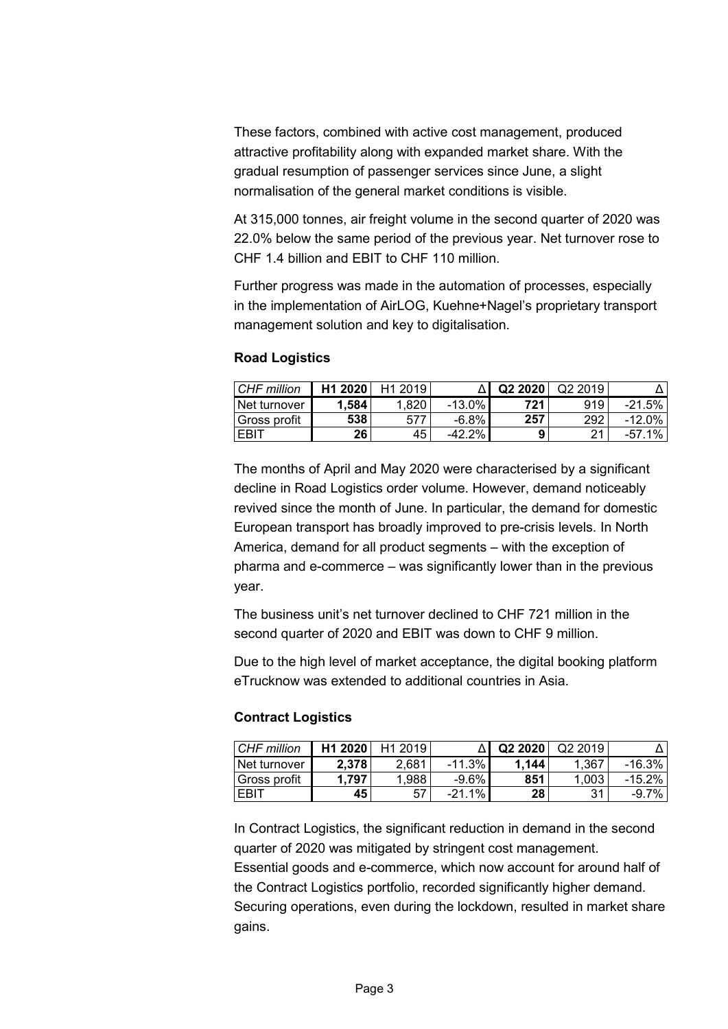These factors, combined with active cost management, produced attractive profitability along with expanded market share. With the gradual resumption of passenger services since June, a slight normalisation of the general market conditions is visible.

At 315,000 tonnes, air freight volume in the second quarter of 2020 was 22.0% below the same period of the previous year. Net turnover rose to CHF 1.4 billion and EBIT to CHF 110 million.

Further progress was made in the automation of processes, especially in the implementation of AirLOG, Kuehne+Nagel's proprietary transport management solution and key to digitalisation.

**Road Logistics**

| *CHF million* | **H1 2020** | H1 2019 | Δ | **Q2 2020** | Q2 2019 | Δ |
|---|---|---|---|---|---|---|
| Net turnover | **1,584** | 1,820 | -13.0% | **721** | 919 | -21.5% |
| Gross profit | **538** | 577 | -6.8% | **257** | 292 | -12.0% |
| EBIT | **26** | 45 | -42.2% | **9** | 21 | -57.1% |

The months of April and May 2020 were characterised by a significant decline in Road Logistics order volume. However, demand noticeably revived since the month of June. In particular, the demand for domestic European transport has broadly improved to pre-crisis levels. In North America, demand for all product segments – with the exception of pharma and e-commerce – was significantly lower than in the previous year.

The business unit's net turnover declined to CHF 721 million in the second quarter of 2020 and EBIT was down to CHF 9 million.

Due to the high level of market acceptance, the digital booking platform eTrucknow was extended to additional countries in Asia.

**Contract Logistics**

| *CHF million* | **H1 2020** | H1 2019 | Δ | **Q2 2020** | Q2 2019 | Δ |
|---|---|---|---|---|---|---|
| Net turnover | **2,378** | 2,681 | -11.3% | **1,144** | 1,367 | -16.3% |
| Gross profit | **1,797** | 1,988 | -9.6% | **851** | 1,003 | -15.2% |
| EBIT | **45** | 57 | -21.1% | **28** | 31 | -9.7% |

In Contract Logistics, the significant reduction in demand in the second quarter of 2020 was mitigated by stringent cost management. Essential goods and e-commerce, which now account for around half of the Contract Logistics portfolio, recorded significantly higher demand. Securing operations, even during the lockdown, resulted in market share gains.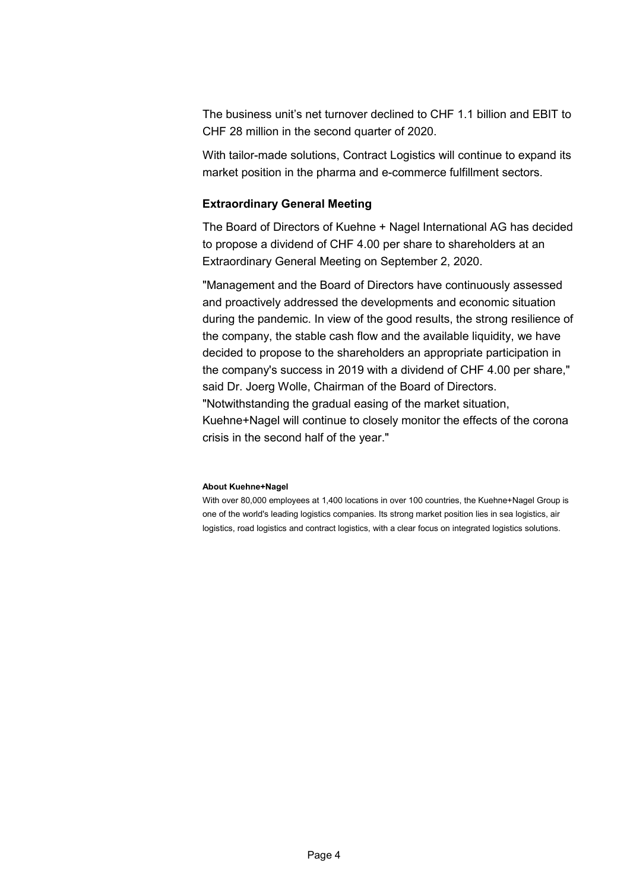The business unit's net turnover declined to CHF 1.1 billion and EBIT to CHF 28 million in the second quarter of 2020.

With tailor-made solutions, Contract Logistics will continue to expand its market position in the pharma and e-commerce fulfillment sectors.

### Extraordinary General Meeting

The Board of Directors of Kuehne + Nagel International AG has decided to propose a dividend of CHF 4.00 per share to shareholders at an Extraordinary General Meeting on September 2, 2020.

"Management and the Board of Directors have continuously assessed and proactively addressed the developments and economic situation during the pandemic. In view of the good results, the strong resilience of the company, the stable cash flow and the available liquidity, we have decided to propose to the shareholders an appropriate participation in the company's success in 2019 with a dividend of CHF 4.00 per share," said Dr. Joerg Wolle, Chairman of the Board of Directors. "Notwithstanding the gradual easing of the market situation, Kuehne+Nagel will continue to closely monitor the effects of the corona crisis in the second half of the year."

**About Kuehne+Nagel**

With over 80,000 employees at 1,400 locations in over 100 countries, the Kuehne+Nagel Group is one of the world's leading logistics companies. Its strong market position lies in sea logistics, air logistics, road logistics and contract logistics, with a clear focus on integrated logistics solutions.